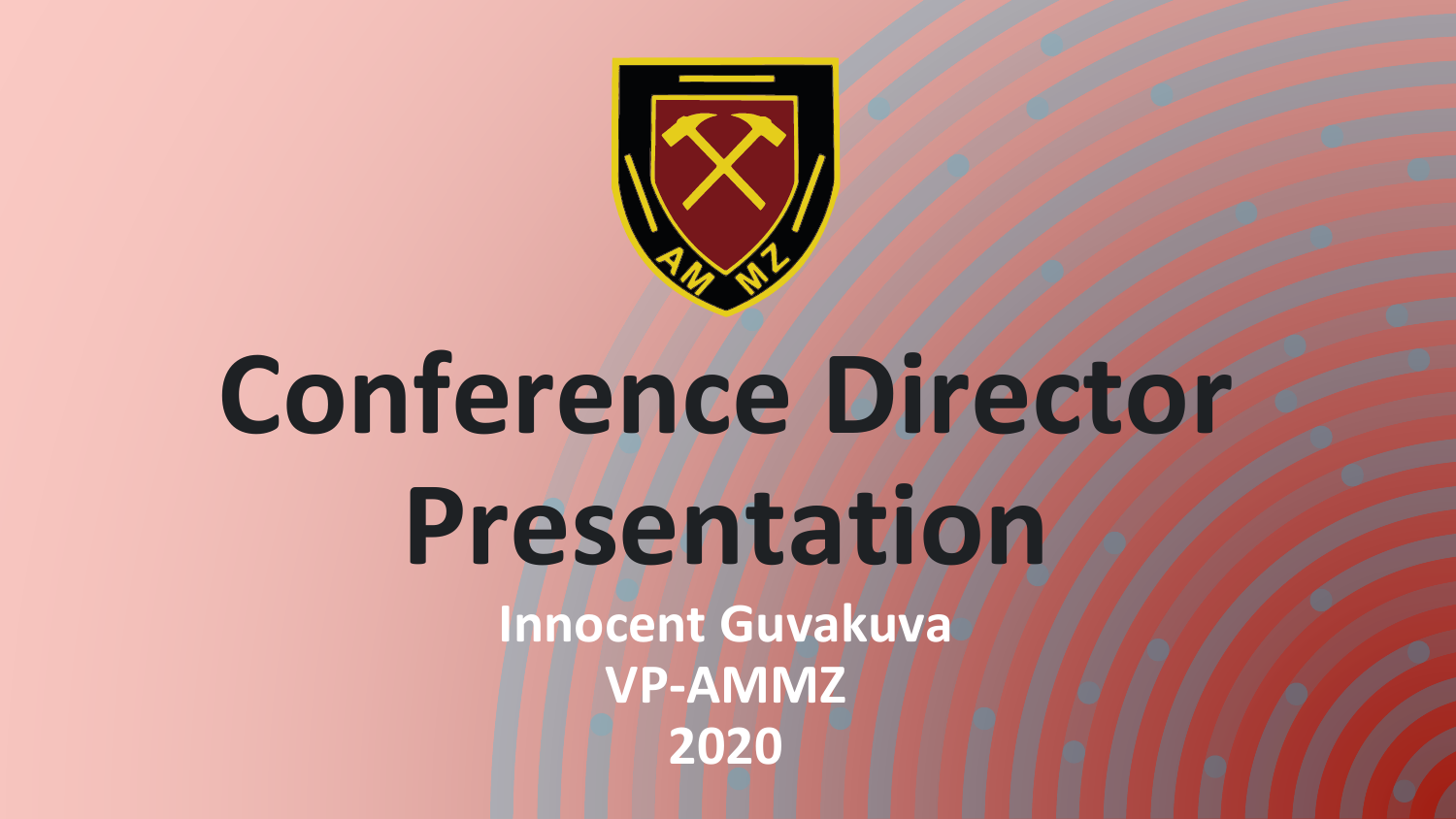# Conference Director Presentation

**Innocent Guvakuva**

**VP-AMMZ**

**2020**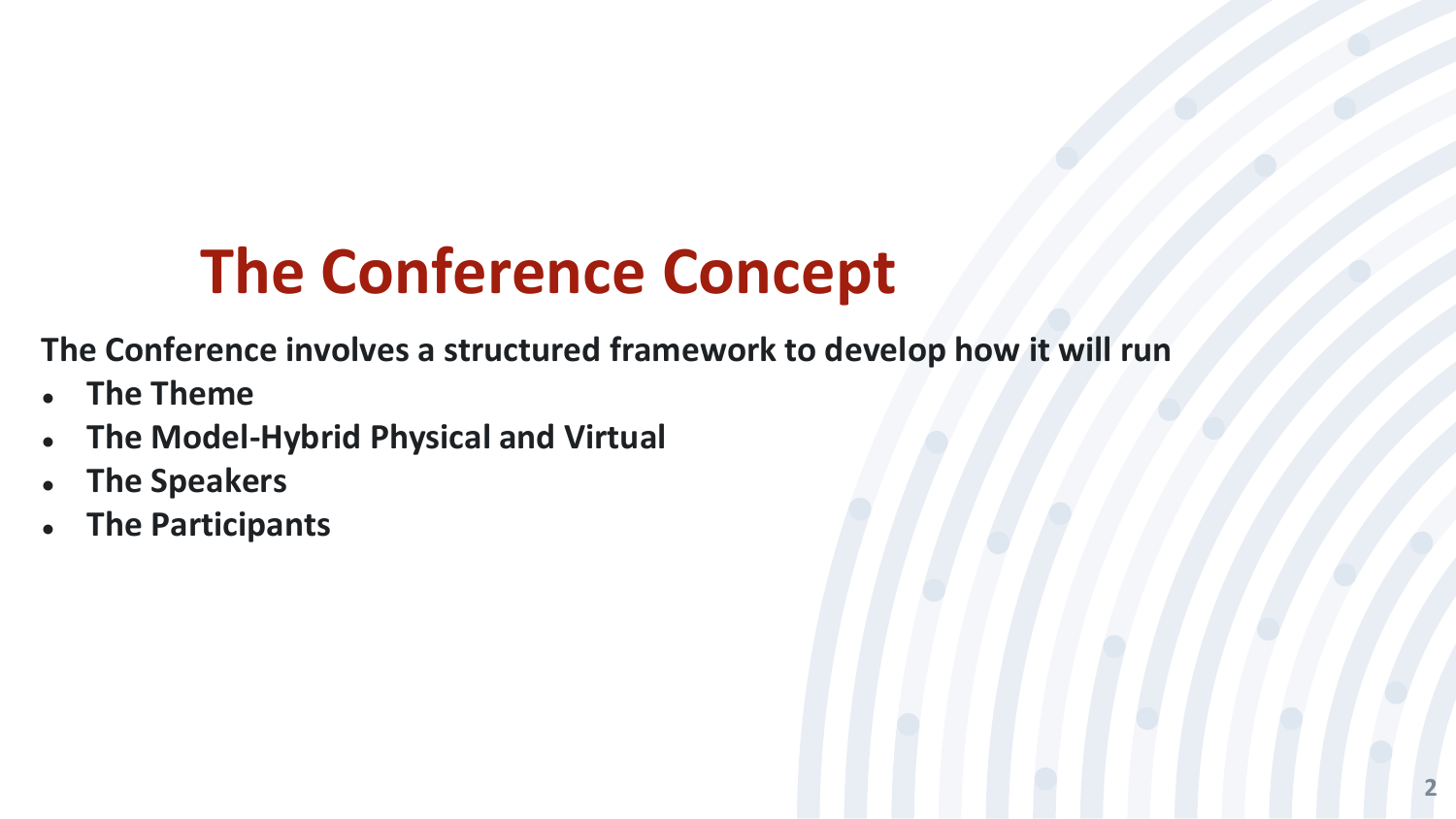# The Conference Concept

**The Conference involves a structured framework to develop how it will run**

- **The Theme**
- **The Model-Hybrid Physical and Virtual**
- **The Speakers**
- **The Participants**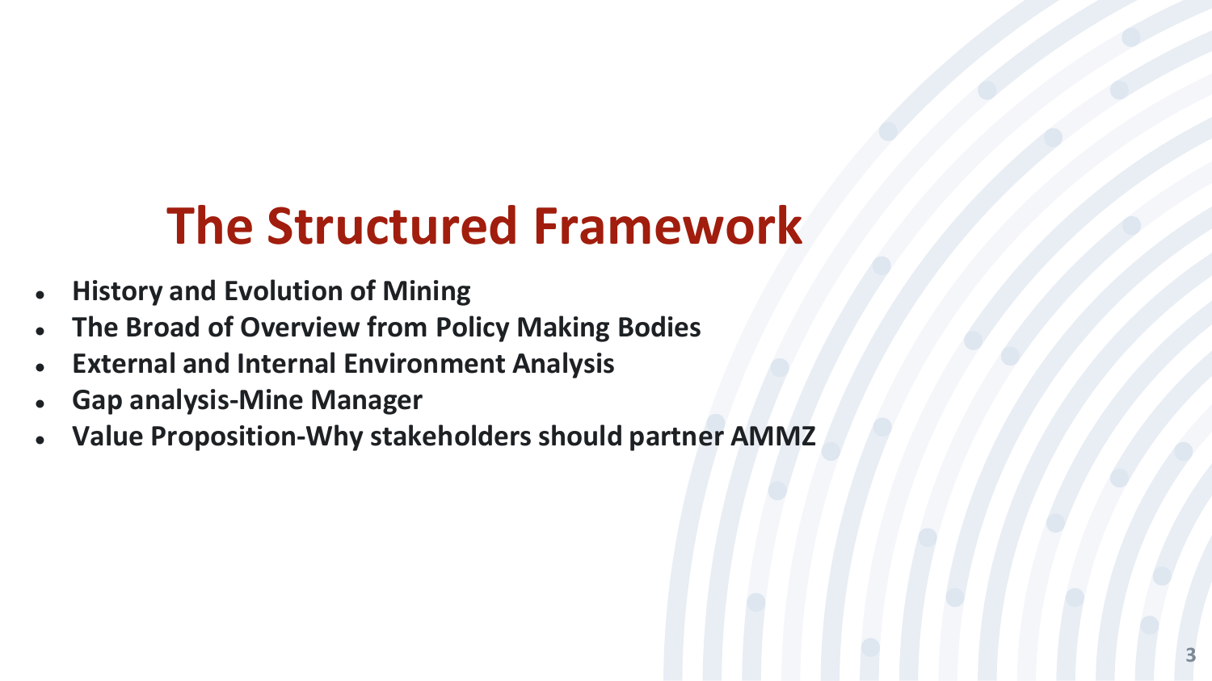# The Structured Framework

- **History and Evolution of Mining**
- **The Broad of Overview from Policy Making Bodies**
- **External and Internal Environment Analysis**
- **Gap analysis-Mine Manager**
- **Value Proposition-Why stakeholders should partner AMMZ**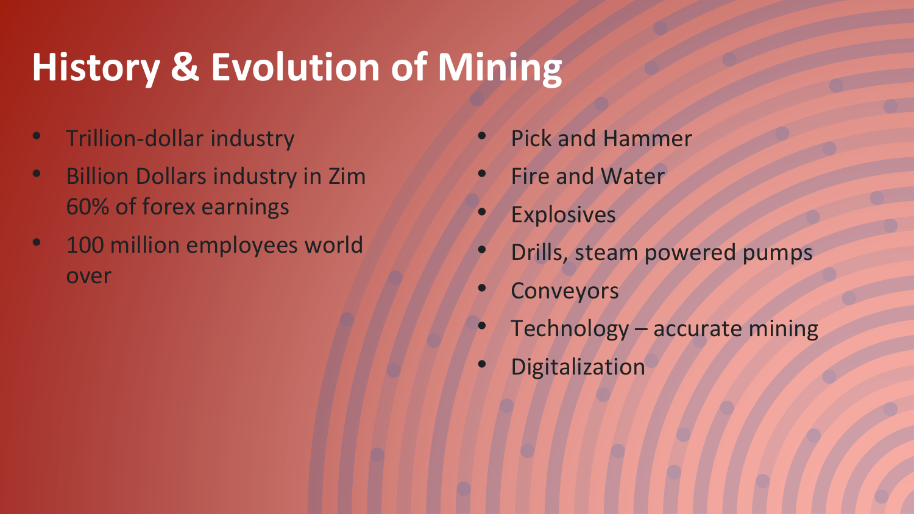# History & Evolution of Mining

- Trillion-dollar industry
- Billion Dollars industry in Zim 60% of forex earnings
- 100 million employees world over

- Pick and Hammer
- Fire and Water
- Explosives
- Drills, steam powered pumps
- Conveyors
- Technology – accurate mining
- Digitalization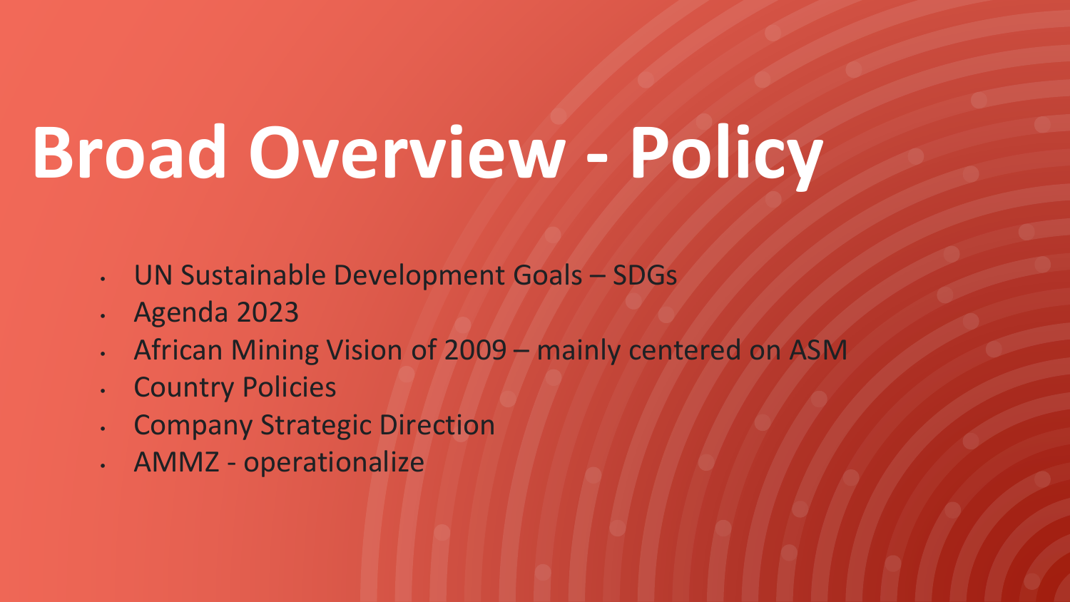# Broad Overview - Policy

- UN Sustainable Development Goals – SDGs
- Agenda 2023
- African Mining Vision of 2009 – mainly centered on ASM
- Country Policies
- Company Strategic Direction
- AMMZ - operationalize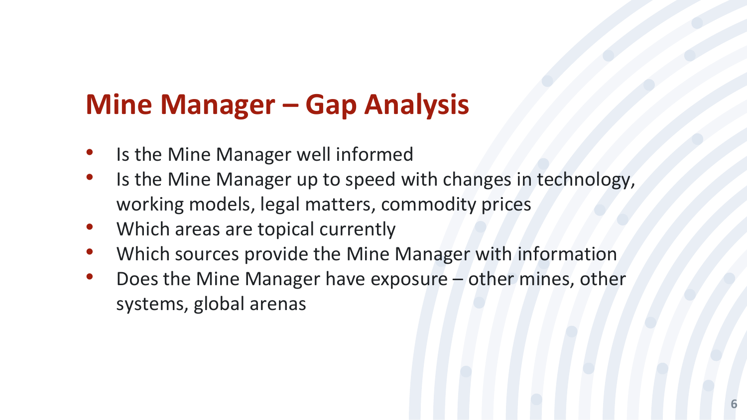# Mine Manager – Gap Analysis

- Is the Mine Manager well informed
- Is the Mine Manager up to speed with changes in technology, working models, legal matters, commodity prices
- Which areas are topical currently
- Which sources provide the Mine Manager with information
- Does the Mine Manager have exposure – other mines, other systems, global arenas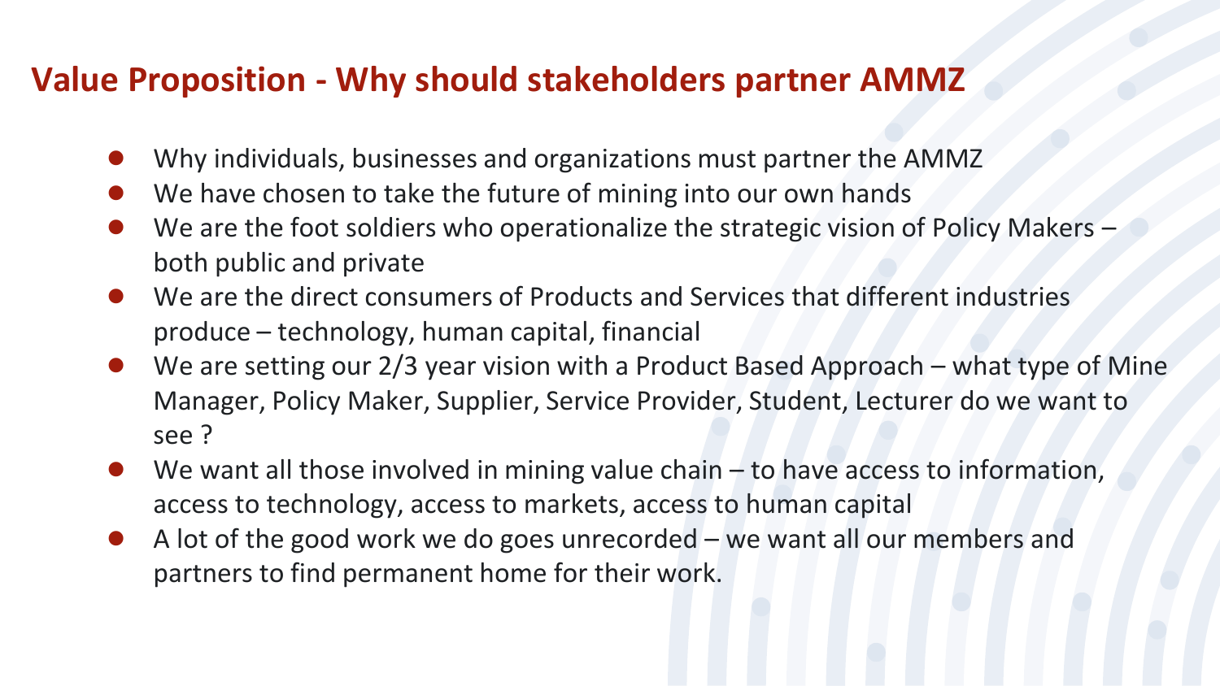## Value Proposition - Why should stakeholders partner AMMZ

- Why individuals, businesses and organizations must partner the AMMZ
- We have chosen to take the future of mining into our own hands
- We are the foot soldiers who operationalize the strategic vision of Policy Makers – both public and private
- We are the direct consumers of Products and Services that different industries produce – technology, human capital, financial
- We are setting our 2/3 year vision with a Product Based Approach – what type of Mine Manager, Policy Maker, Supplier, Service Provider, Student, Lecturer do we want to see ?
- We want all those involved in mining value chain – to have access to information, access to technology, access to markets, access to human capital
- A lot of the good work we do goes unrecorded – we want all our members and partners to find permanent home for their work.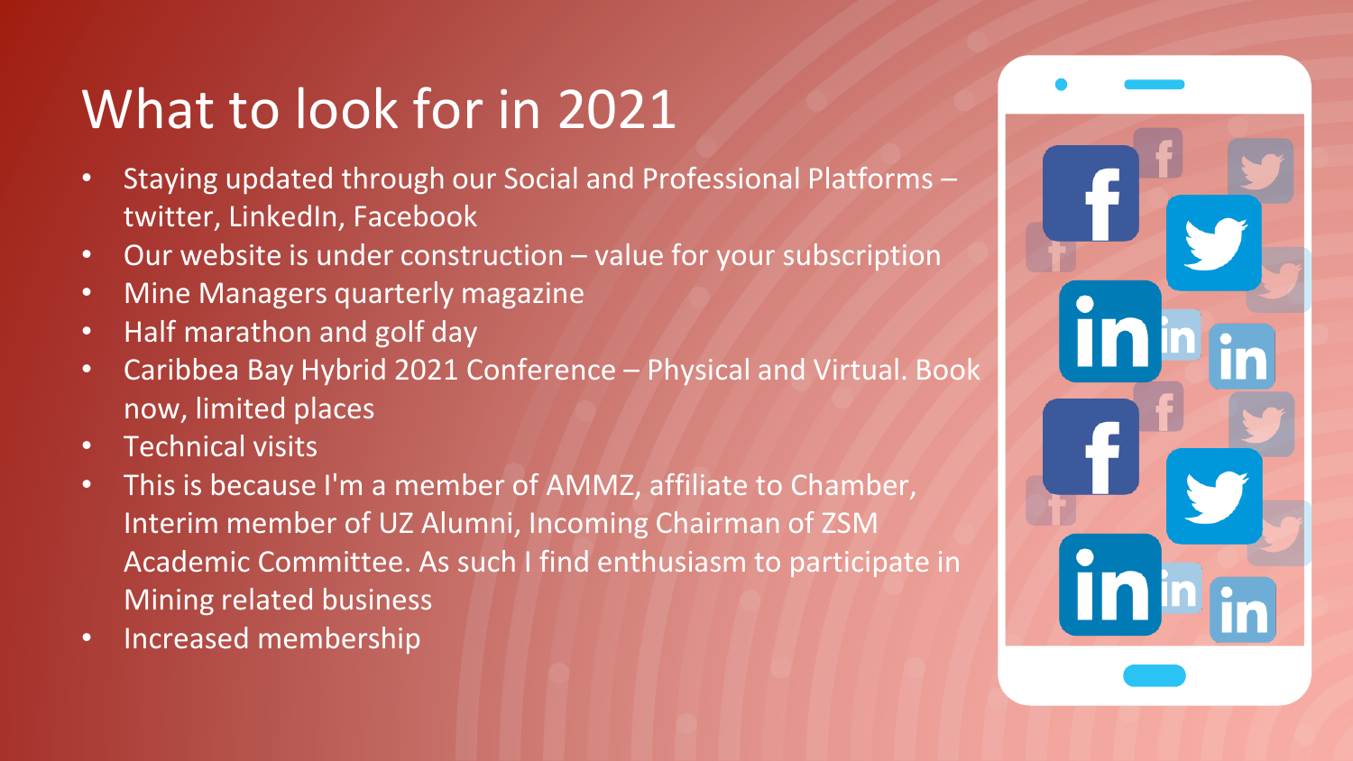# What to look for in 2021

- Staying updated through our Social and Professional Platforms – twitter, LinkedIn, Facebook
- Our website is under construction – value for your subscription
- Mine Managers quarterly magazine
- Half marathon and golf day
- Caribbea Bay Hybrid 2021 Conference – Physical and Virtual. Book now, limited places
- Technical visits
- This is because I'm a member of AMMZ, affiliate to Chamber, Interim member of UZ Alumni, Incoming Chairman of ZSM Academic Committee. As such I find enthusiasm to participate in Mining related business
- Increased membership